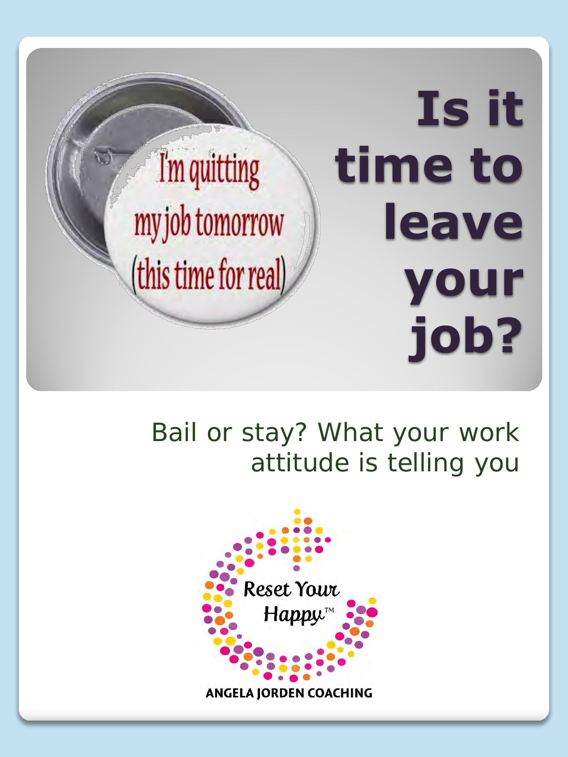# Is it time to leave your job?

I'm quitting my job tomorrow (this time for real)

Bail or stay? What your work attitude is telling you

Reset Your Happy™

ANGELA JORDEN COACHING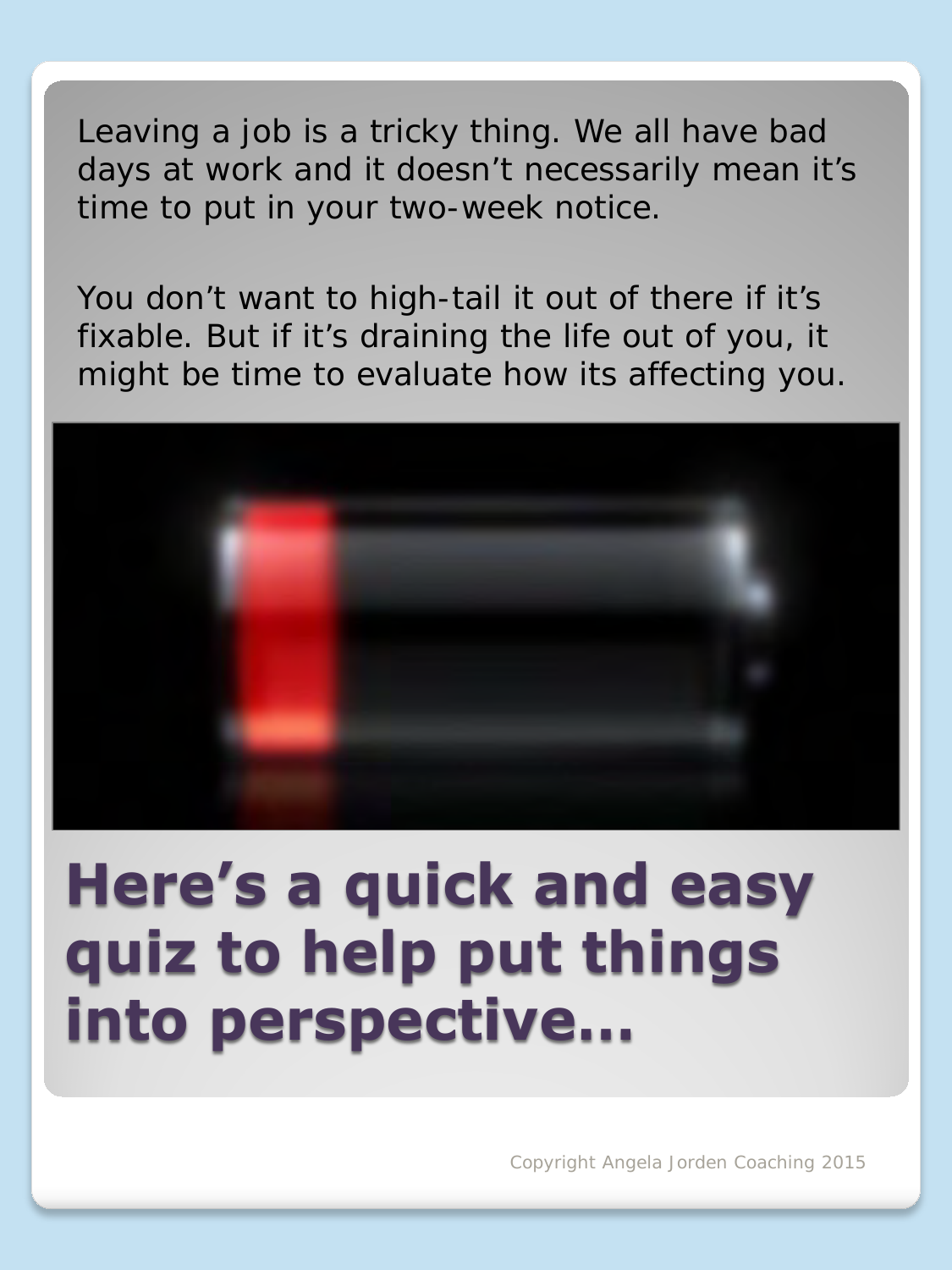Leaving a job is a tricky thing. We all have bad days at work and it doesn’t necessarily mean it’s time to put in your two-week notice.

You don’t want to high-tail it out of there if it’s fixable. But if it’s draining the life out of you, it might be time to evaluate how its affecting you.

# Here’s a quick and easy quiz to help put things into perspective…

Copyright Angela Jorden Coaching 2015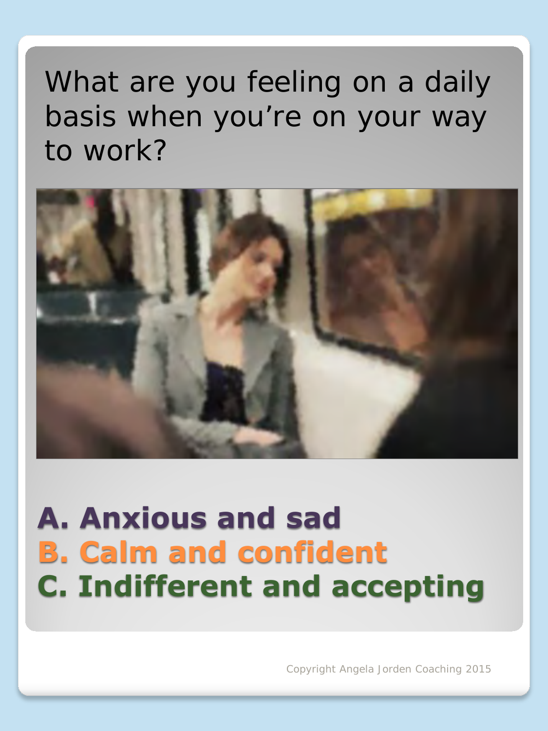What are you feeling on a daily basis when you're on your way to work?

**A. Anxious and sad**
**B. Calm and confident**
**C. Indifferent and accepting**

Copyright Angela Jorden Coaching 2015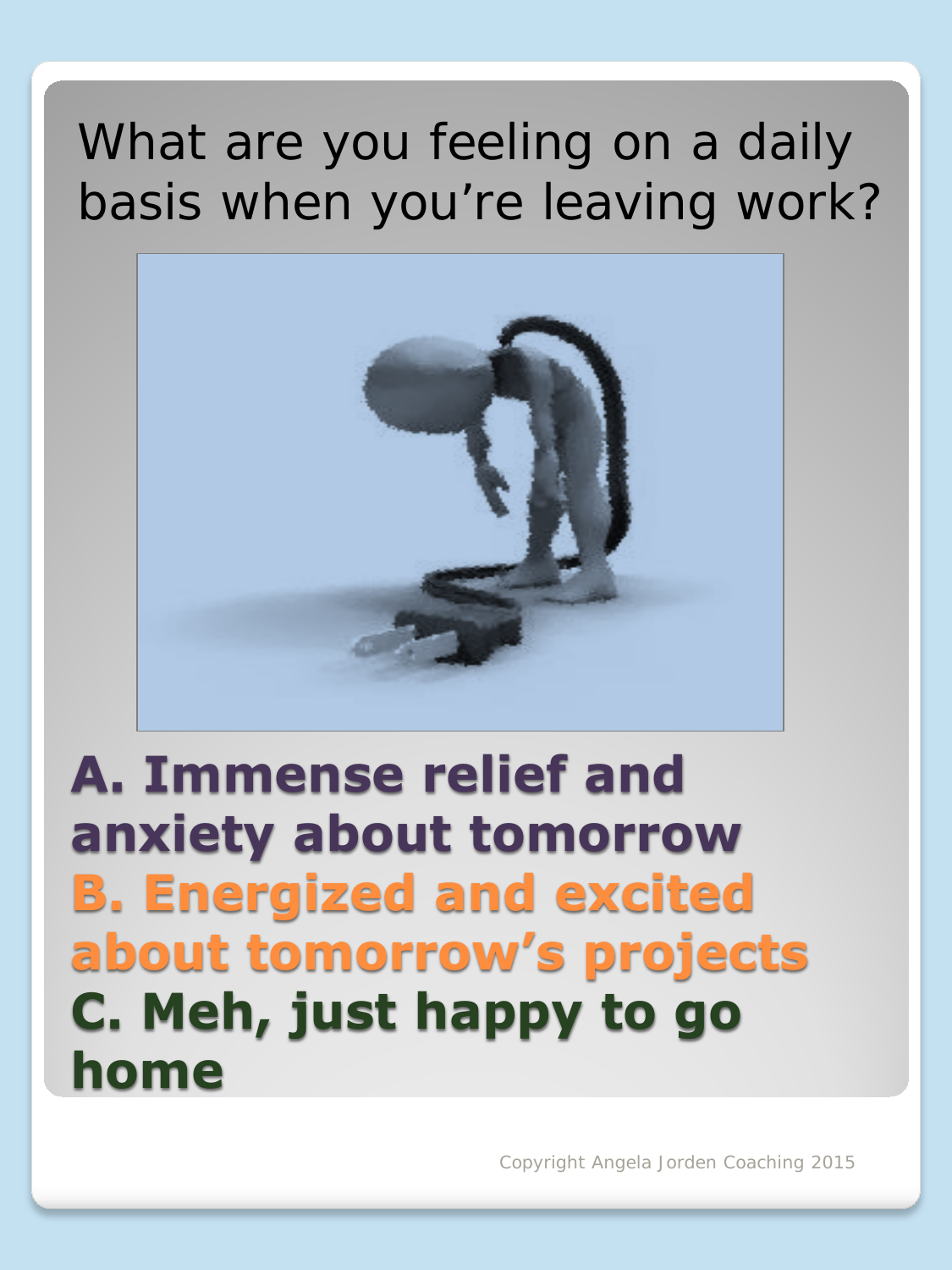What are you feeling on a daily basis when you're leaving work?

**A. Immense relief and anxiety about tomorrow**
**B. Energized and excited about tomorrow's projects**
**C. Meh, just happy to go home**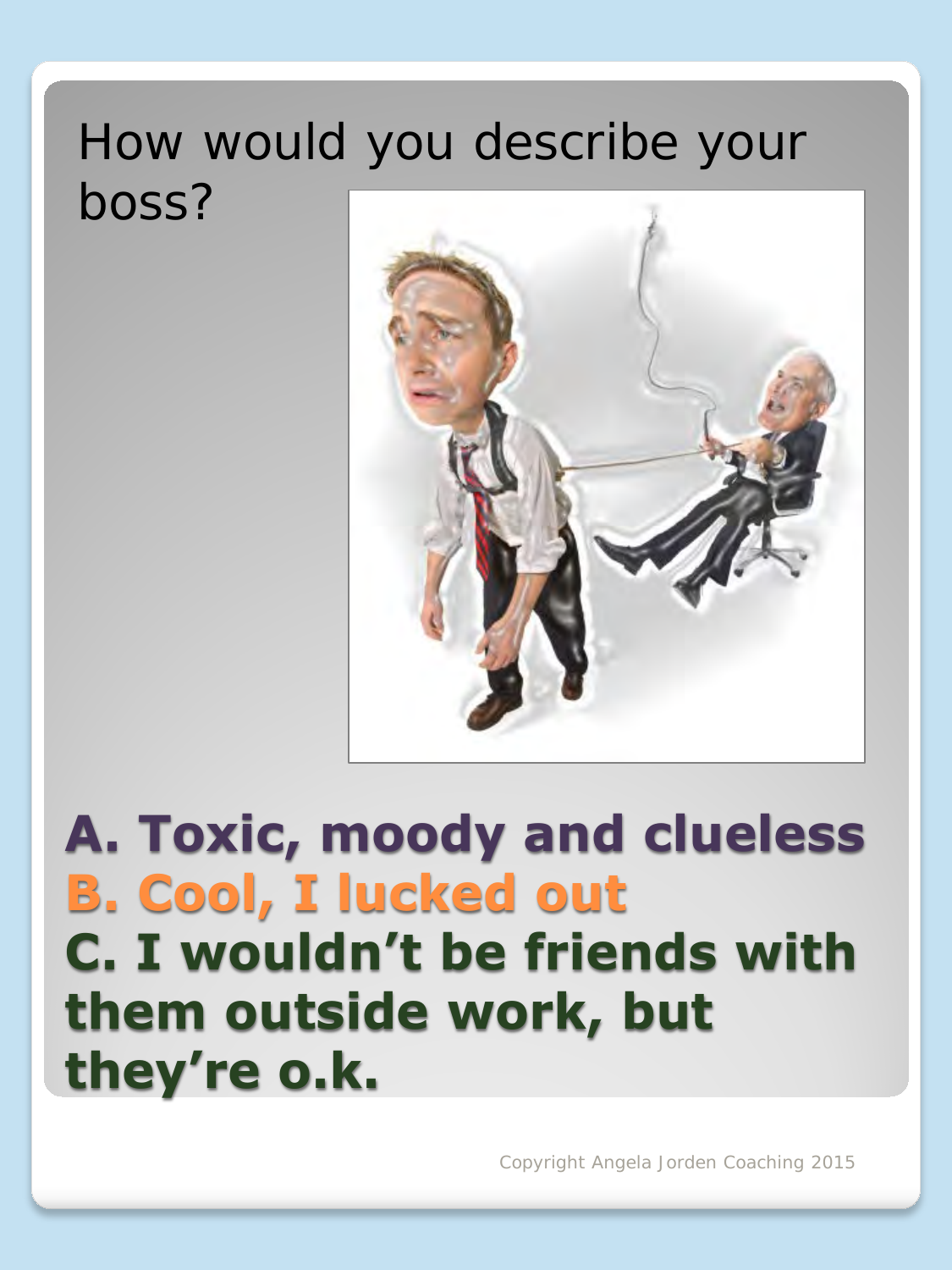How would you describe your boss?

**A. Toxic, moody and clueless**

**B. Cool, I lucked out**

**C. I wouldn't be friends with them outside work, but they're o.k.**

Copyright Angela Jorden Coaching 2015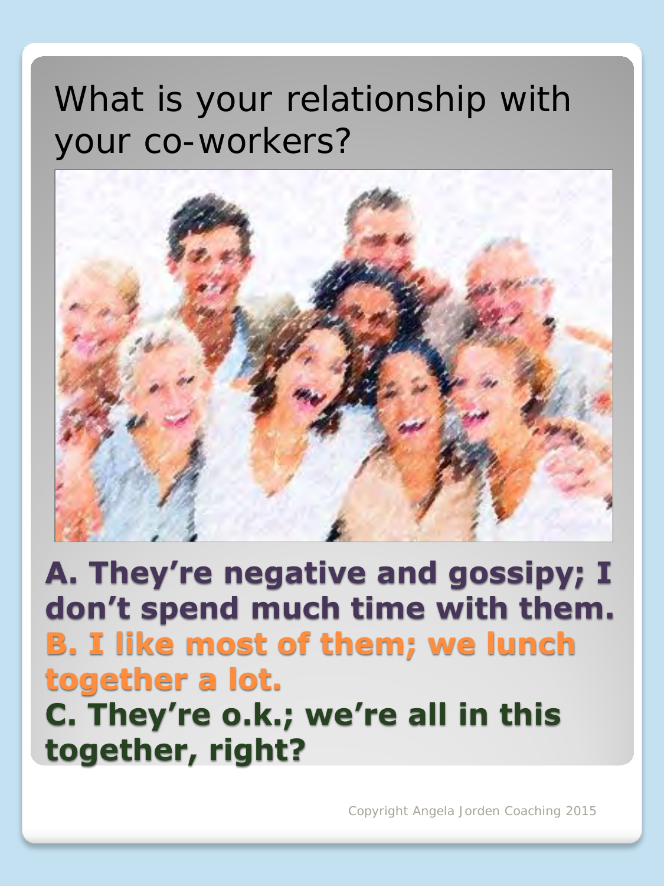# What is your relationship with your co-workers?

**A. They're negative and gossipy; I don't spend much time with them.**
**B. I like most of them; we lunch together a lot.**
**C. They're o.k.; we're all in this together, right?**

Copyright Angela Jorden Coaching 2015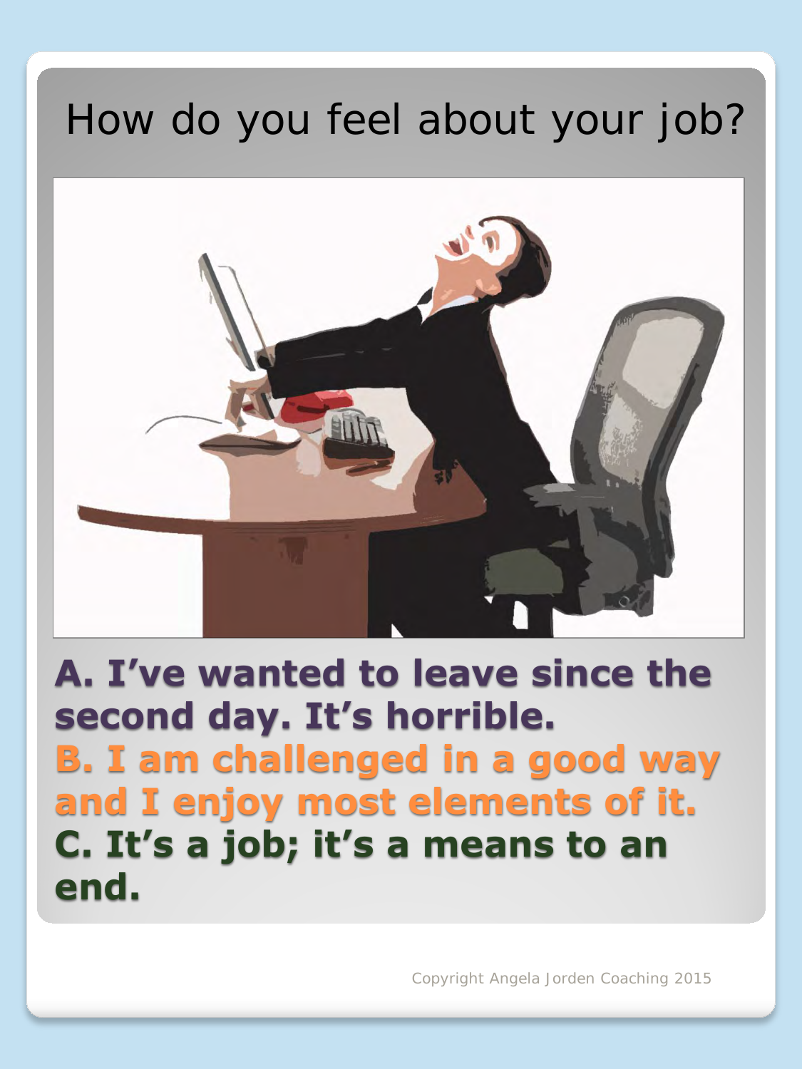# How do you feel about your job?

**A. I've wanted to leave since the second day. It's horrible.**

**B. I am challenged in a good way and I enjoy most elements of it.**

**C. It's a job; it's a means to an end.**

Copyright Angela Jorden Coaching 2015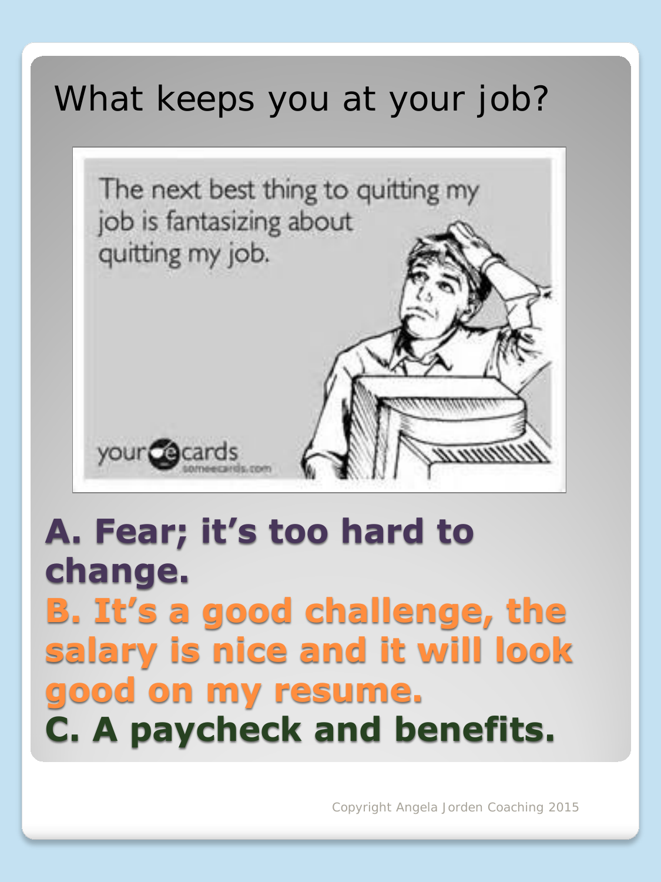# What keeps you at your job?

The next best thing to quitting my job is fantasizing about quitting my job.

your e cards
someecards.com

**A. Fear; it's too hard to change.**

**B. It's a good challenge, the salary is nice and it will look good on my resume.**

**C. A paycheck and benefits.**

Copyright Angela Jorden Coaching 2015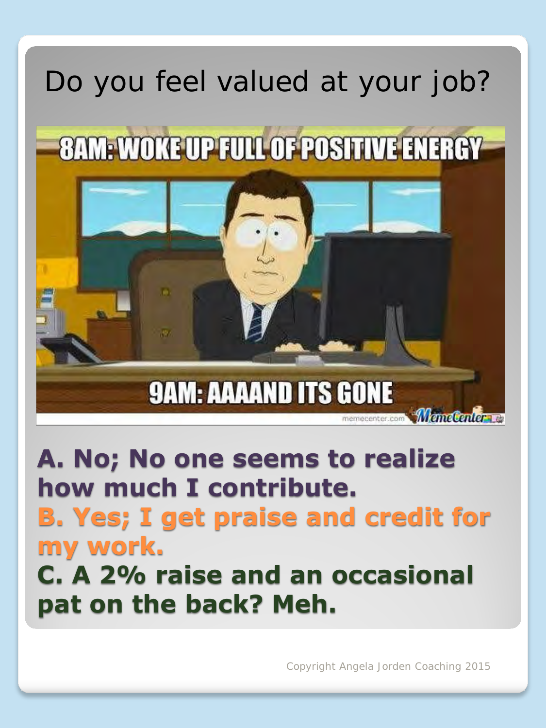# Do you feel valued at your job?

**A. No; No one seems to realize how much I contribute.**
**B. Yes; I get praise and credit for my work.**
**C. A 2% raise and an occasional pat on the back? Meh.**

Copyright Angela Jorden Coaching 2015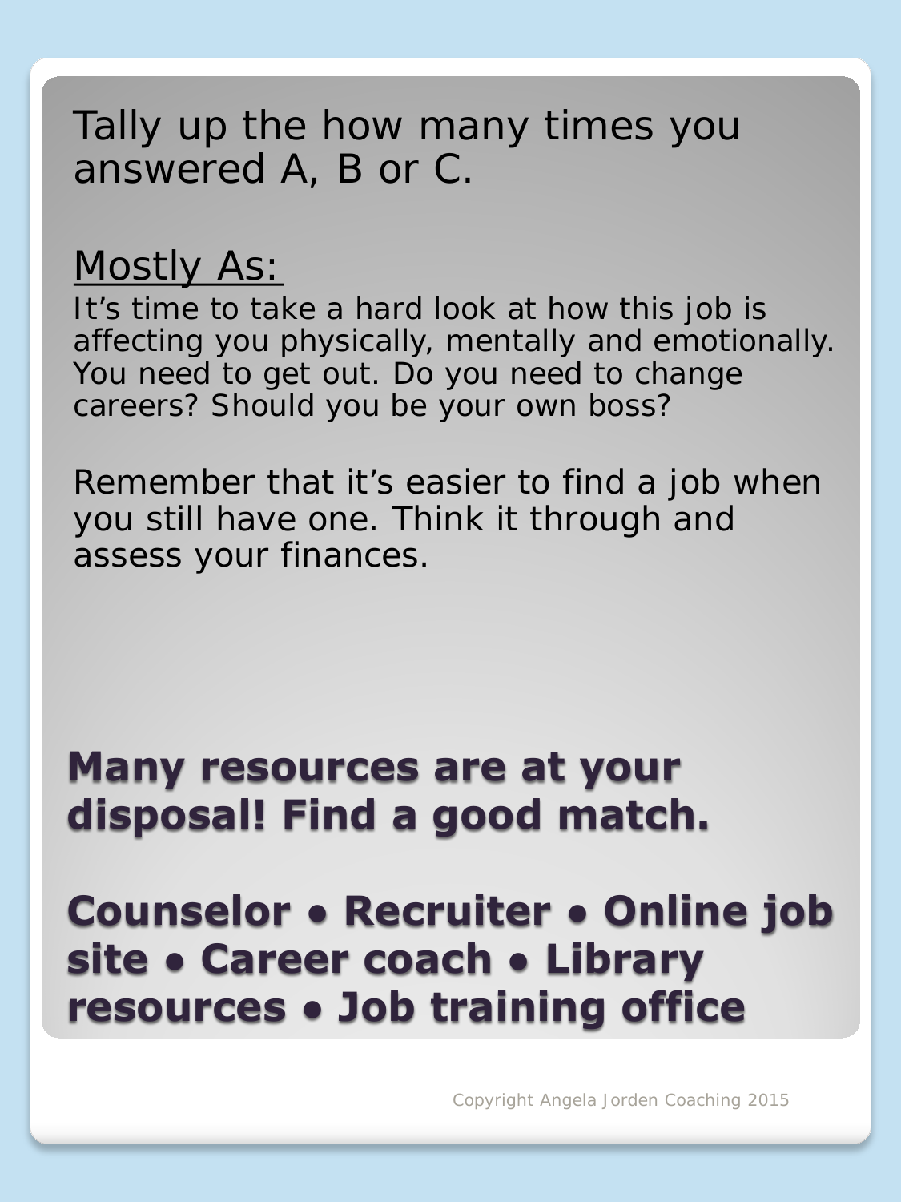Tally up the how many times you answered A, B or C.

Mostly As:

It's time to take a hard look at how this job is affecting you physically, mentally and emotionally. You need to get out. Do you need to change careers? Should you be your own boss?

Remember that it's easier to find a job when you still have one. Think it through and assess your finances.

**Many resources are at your disposal! Find a good match.**

**Counselor • Recruiter • Online job site • Career coach • Library resources • Job training office**

Copyright Angela Jorden Coaching 2015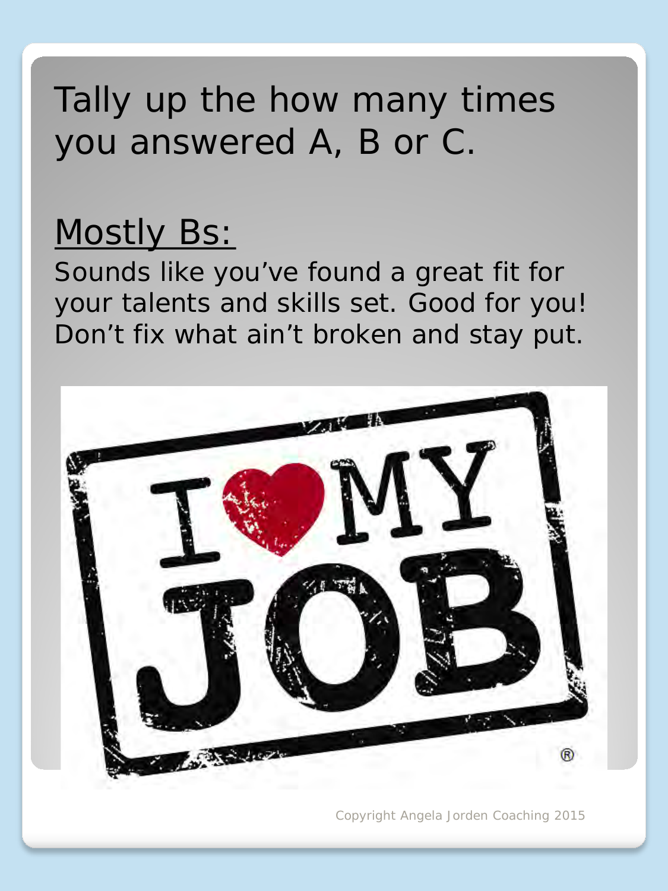Tally up the how many times you answered A, B or C.

## Mostly Bs:

Sounds like you've found a great fit for your talents and skills set. Good for you! Don't fix what ain't broken and stay put.

Copyright Angela Jorden Coaching 2015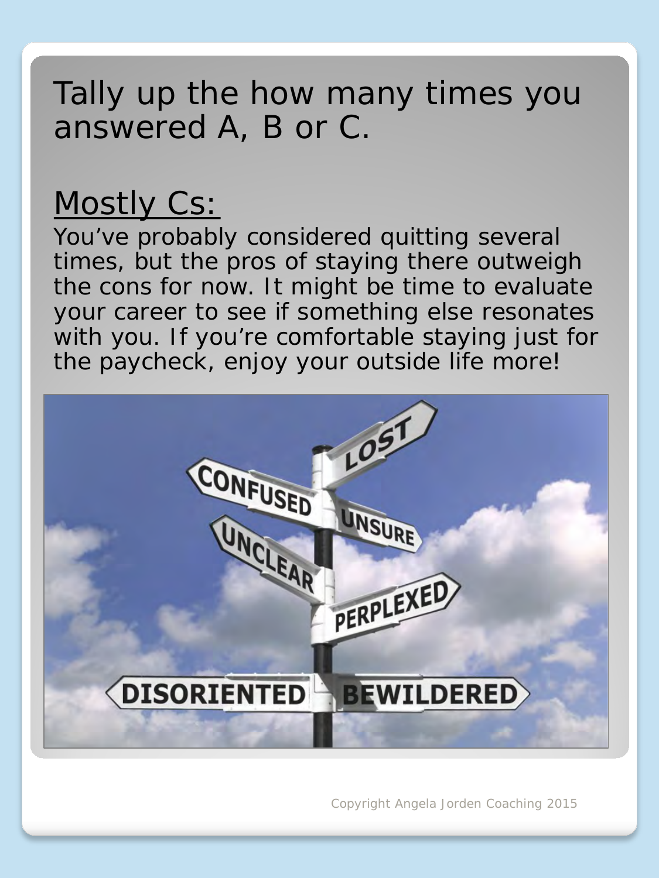Tally up the how many times you answered A, B or C.

## Mostly Cs:

You've probably considered quitting several times, but the pros of staying there outweigh the cons for now. It might be time to evaluate your career to see if something else resonates with you. If you're comfortable staying just for the paycheck, enjoy your outside life more!

Copyright Angela Jorden Coaching 2015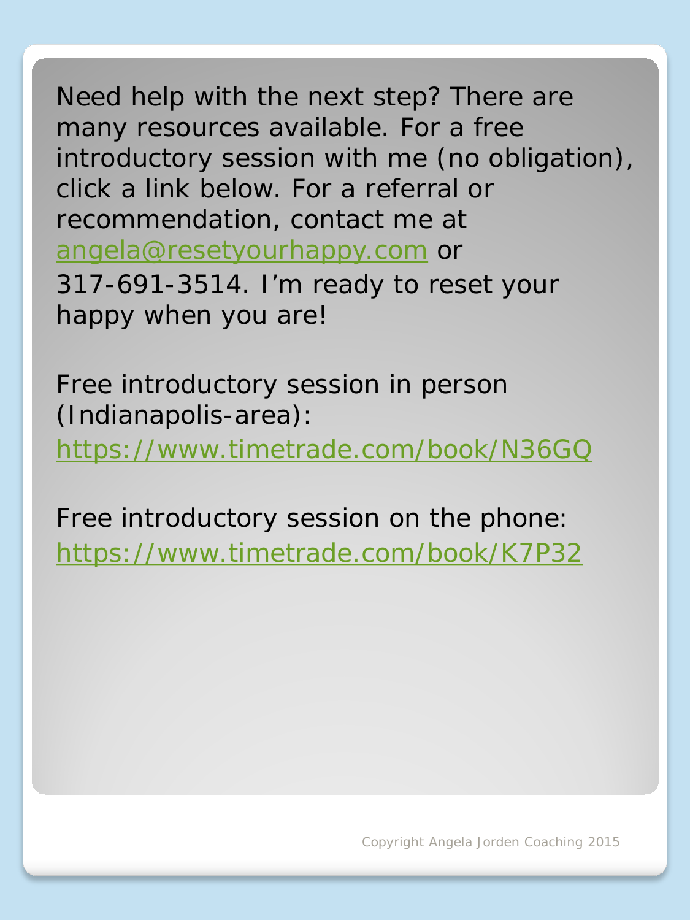Need help with the next step? There are many resources available. For a free introductory session with me (no obligation), click a link below. For a referral or recommendation, contact me at angela@resetyourhappy.com or 317-691-3514. I'm ready to reset your happy when you are!

Free introductory session in person (Indianapolis-area): https://www.timetrade.com/book/N36GQ

Free introductory session on the phone: https://www.timetrade.com/book/K7P32

Copyright Angela Jorden Coaching 2015